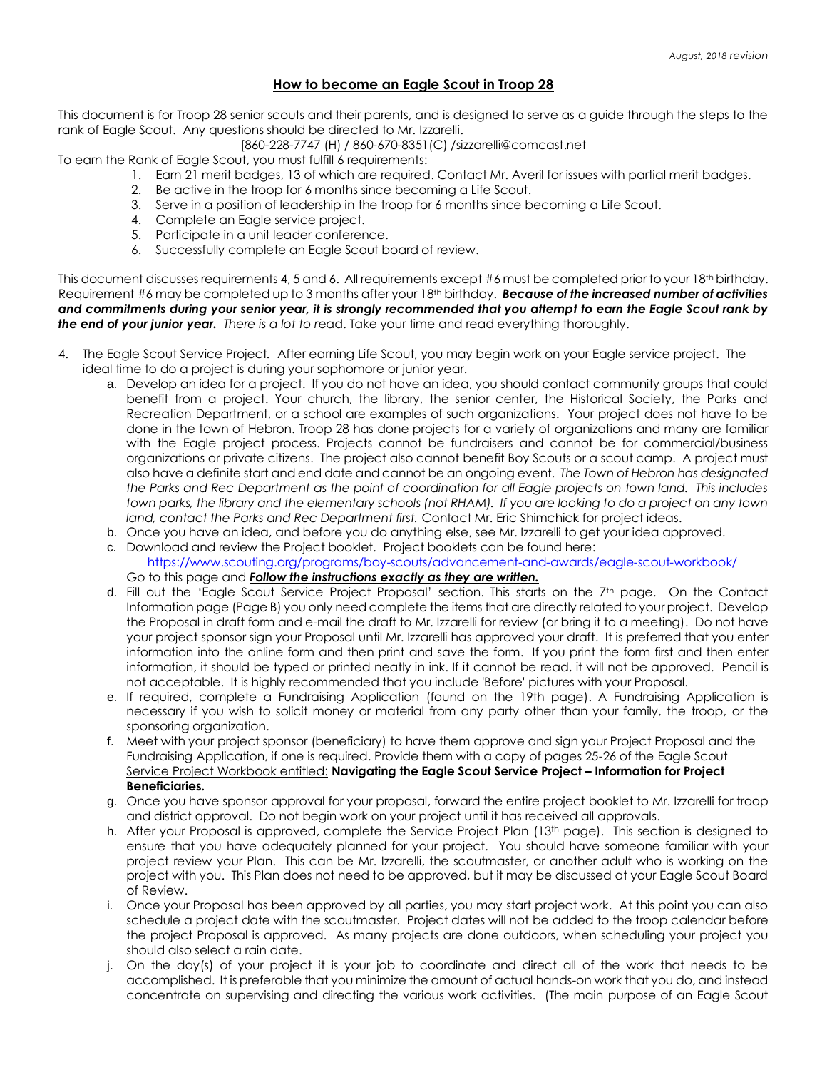*August, 2018 revision*

# <u>How to become an Eagle Scout in Troop 28</u>

This document is for Troop 28 senior scouts and their parents, and is designed to serve as a guide through the steps to the rank of Eagle Scout. Any questions should be directed to Mr. Izzarelli.

[860-228-7747 (H) / 860-670-8351(C) /sizzarelli@comcast.net

To earn the Rank of Eagle Scout, you must fulfill 6 requirements:

1. Earn 21 merit badges, 13 of which are required. Contact Mr. Averil for issues with partial merit badges.
2. Be active in the troop for 6 months since becoming a Life Scout.
3. Serve in a position of leadership in the troop for 6 months since becoming a Life Scout.
4. Complete an Eagle service project.
5. Participate in a unit leader conference.
6. Successfully complete an Eagle Scout board of review.

This document discusses requirements 4, 5 and 6. All requirements except #6 must be completed prior to your 18th birthday. Requirement #6 may be completed up to 3 months after your 18th birthday. ***<u>Because of the increased number of activities and commitments during your senior year, it is strongly recommended that you attempt to earn the Eagle Scout rank by the end of your junior year.</u>*** *There is a lot to* read. Take your time and read everything thoroughly.

4. <u>The Eagle Scout Service Project.</u> After earning Life Scout, you may begin work on your Eagle service project. The ideal time to do a project is during your sophomore or junior year.
   a. Develop an idea for a project. If you do not have an idea, you should contact community groups that could benefit from a project. Your church, the library, the senior center, the Historical Society, the Parks and Recreation Department, or a school are examples of such organizations. Your project does not have to be done in the town of Hebron. Troop 28 has done projects for a variety of organizations and many are familiar with the Eagle project process. Projects cannot be fundraisers and cannot be for commercial/business organizations or private citizens. The project also cannot benefit Boy Scouts or a scout camp. A project must also have a definite start and end date and cannot be an ongoing event. *The Town of Hebron has designated the Parks and Rec Department as the point of coordination for all Eagle projects on town land. This includes town parks, the library and the elementary schools (not RHAM). If you are looking to do a project on any town land, contact the Parks and Rec Department first.* Contact Mr. Eric Shimchick for project ideas.
   b. Once you have an idea, <u>and before you do anything else</u>, see Mr. Izzarelli to get your idea approved.
   c. Download and review the Project booklet. Project booklets can be found here: https://www.scouting.org/programs/boy-scouts/advancement-and-awards/eagle-scout-workbook/ Go to this page and ***<u>Follow the instructions exactly as they are written.</u>***
   d. Fill out the 'Eagle Scout Service Project Proposal' section. This starts on the 7th page. On the Contact Information page (Page B) you only need complete the items that are directly related to your project. Develop the Proposal in draft form and e-mail the draft to Mr. Izzarelli for review (or bring it to a meeting). Do not have your project sponsor sign your Proposal until Mr. Izzarelli has approved your draft<u>. It is preferred that you enter information into the online form and then print and save the form.</u> If you print the form first and then enter information, it should be typed or printed neatly in ink. If it cannot be read, it will not be approved. Pencil is not acceptable. It is highly recommended that you include 'Before' pictures with your Proposal.
   e. If required, complete a Fundraising Application (found on the 19th page). A Fundraising Application is necessary if you wish to solicit money or material from any party other than your family, the troop, or the sponsoring organization.
   f. Meet with your project sponsor (beneficiary) to have them approve and sign your Project Proposal and the Fundraising Application, if one is required. <u>Provide them with a copy of pages 25-26 of the Eagle Scout Service Project Workbook entitled:</u> **Navigating the Eagle Scout Service Project – Information for Project Beneficiaries.**
   g. Once you have sponsor approval for your proposal, forward the entire project booklet to Mr. Izzarelli for troop and district approval. Do not begin work on your project until it has received all approvals.
   h. After your Proposal is approved, complete the Service Project Plan (13th page). This section is designed to ensure that you have adequately planned for your project. You should have someone familiar with your project review your Plan. This can be Mr. Izzarelli, the scoutmaster, or another adult who is working on the project with you. This Plan does not need to be approved, but it may be discussed at your Eagle Scout Board of Review.
   i. Once your Proposal has been approved by all parties, you may start project work. At this point you can also schedule a project date with the scoutmaster. Project dates will not be added to the troop calendar before the project Proposal is approved. As many projects are done outdoors, when scheduling your project you should also select a rain date.
   j. On the day(s) of your project it is your job to coordinate and direct all of the work that needs to be accomplished. It is preferable that you minimize the amount of actual hands-on work that you do, and instead concentrate on supervising and directing the various work activities. (The main purpose of an Eagle Scout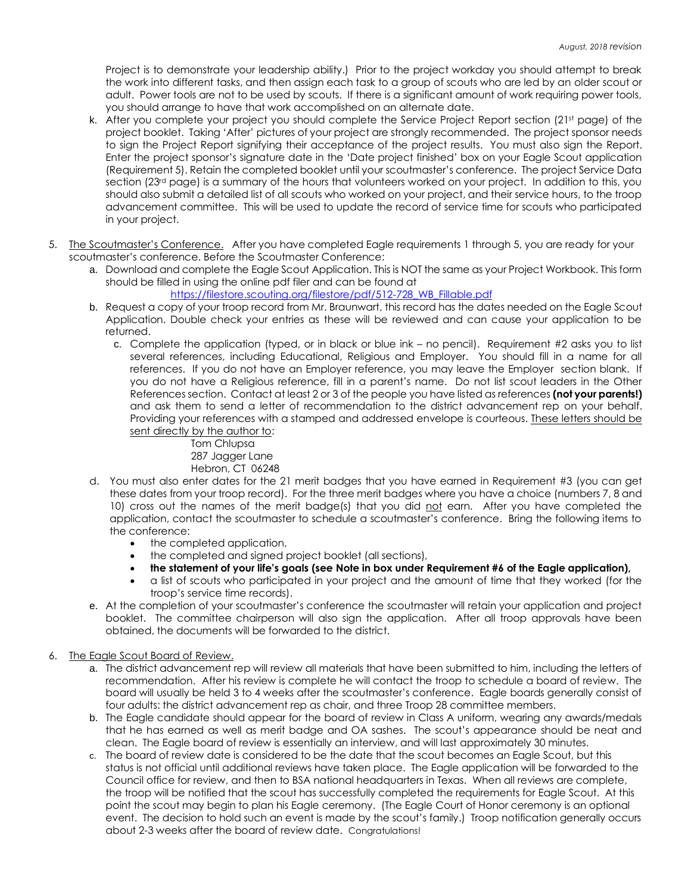Project is to demonstrate your leadership ability.) Prior to the project workday you should attempt to break the work into different tasks, and then assign each task to a group of scouts who are led by an older scout or adult. Power tools are not to be used by scouts. If there is a significant amount of work requiring power tools, you should arrange to have that work accomplished on an alternate date.

k. After you complete your project you should complete the Service Project Report section (21st page) of the project booklet. Taking 'After' pictures of your project are strongly recommended. The project sponsor needs to sign the Project Report signifying their acceptance of the project results. You must also sign the Report. Enter the project sponsor's signature date in the 'Date project finished' box on your Eagle Scout application (Requirement 5). Retain the completed booklet until your scoutmaster's conference. The project Service Data section (23rd page) is a summary of the hours that volunteers worked on your project. In addition to this, you should also submit a detailed list of all scouts who worked on your project, and their service hours, to the troop advancement committee. This will be used to update the record of service time for scouts who participated in your project.

5. <u>The Scoutmaster's Conference.</u> After you have completed Eagle requirements 1 through 5, you are ready for your scoutmaster's conference. Before the Scoutmaster Conference:

   a. Download and complete the Eagle Scout Application. This is NOT the same as your Project Workbook. This form should be filled in using the online pdf filer and can be found at https://filestore.scouting.org/filestore/pdf/512-728_WB_Fillable.pdf

   b. Request a copy of your troop record from Mr. Braunwart, this record has the dates needed on the Eagle Scout Application. Double check your entries as these will be reviewed and can cause your application to be returned.

   c. Complete the application (typed, or in black or blue ink – no pencil). Requirement #2 asks you to list several references, including Educational, Religious and Employer. You should fill in a name for all references. If you do not have an Employer reference, you may leave the Employer section blank. If you do not have a Religious reference, fill in a parent's name. Do not list scout leaders in the Other References section. Contact at least 2 or 3 of the people you have listed as references **(not your parents!)** and ask them to send a letter of recommendation to the district advancement rep on your behalf. Providing your references with a stamped and addressed envelope is courteous. <u>These letters should be sent directly by the author to</u>:

      Tom Chlupsa
      287 Jagger Lane
      Hebron, CT 06248

   d. You must also enter dates for the 21 merit badges that you have earned in Requirement #3 (you can get these dates from your troop record). For the three merit badges where you have a choice (numbers 7, 8 and 10) cross out the names of the merit badge(s) that you did <u>not</u> earn. After you have completed the application, contact the scoutmaster to schedule a scoutmaster's conference. Bring the following items to the conference:
      - the completed application,
      - the completed and signed project booklet (all sections),
      - **the statement of your life's goals (see Note in box under Requirement #6 of the Eagle application),**
      - a list of scouts who participated in your project and the amount of time that they worked (for the troop's service time records).

   e. At the completion of your scoutmaster's conference the scoutmaster will retain your application and project booklet. The committee chairperson will also sign the application. After all troop approvals have been obtained, the documents will be forwarded to the district.

6. <u>The Eagle Scout Board of Review.</u>

   a. The district advancement rep will review all materials that have been submitted to him, including the letters of recommendation. After his review is complete he will contact the troop to schedule a board of review. The board will usually be held 3 to 4 weeks after the scoutmaster's conference. Eagle boards generally consist of four adults: the district advancement rep as chair, and three Troop 28 committee members.

   b. The Eagle candidate should appear for the board of review in Class A uniform, wearing any awards/medals that he has earned as well as merit badge and OA sashes. The scout's appearance should be neat and clean. The Eagle board of review is essentially an interview, and will last approximately 30 minutes.

   c. The board of review date is considered to be the date that the scout becomes an Eagle Scout, but this status is not official until additional reviews have taken place. The Eagle application will be forwarded to the Council office for review, and then to BSA national headquarters in Texas. When all reviews are complete, the troop will be notified that the scout has successfully completed the requirements for Eagle Scout. At this point the scout may begin to plan his Eagle ceremony. (The Eagle Court of Honor ceremony is an optional event. The decision to hold such an event is made by the scout's family.) Troop notification generally occurs about 2-3 weeks after the board of review date. Congratulations!